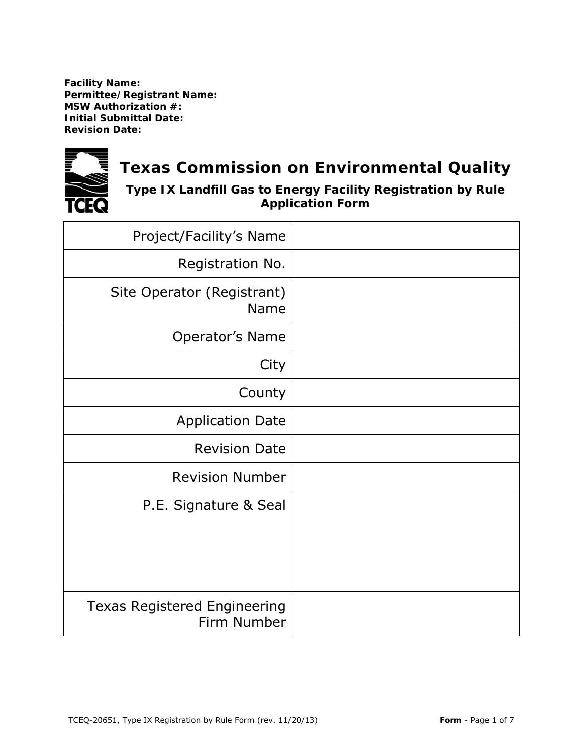**Facility Name:**
**Permittee/Registrant Name:**
**MSW Authorization #:**
**Initial Submittal Date:**
**Revision Date:**

# Texas Commission on Environmental Quality

## Type IX Landfill Gas to Energy Facility Registration by Rule Application Form

| | |
|---|---|
| Project/Facility's Name | |
| Registration No. | |
| Site Operator (Registrant) Name | |
| Operator's Name | |
| City | |
| County | |
| Application Date | |
| Revision Date | |
| Revision Number | |
| P.E. Signature & Seal | |
| Texas Registered Engineering Firm Number | |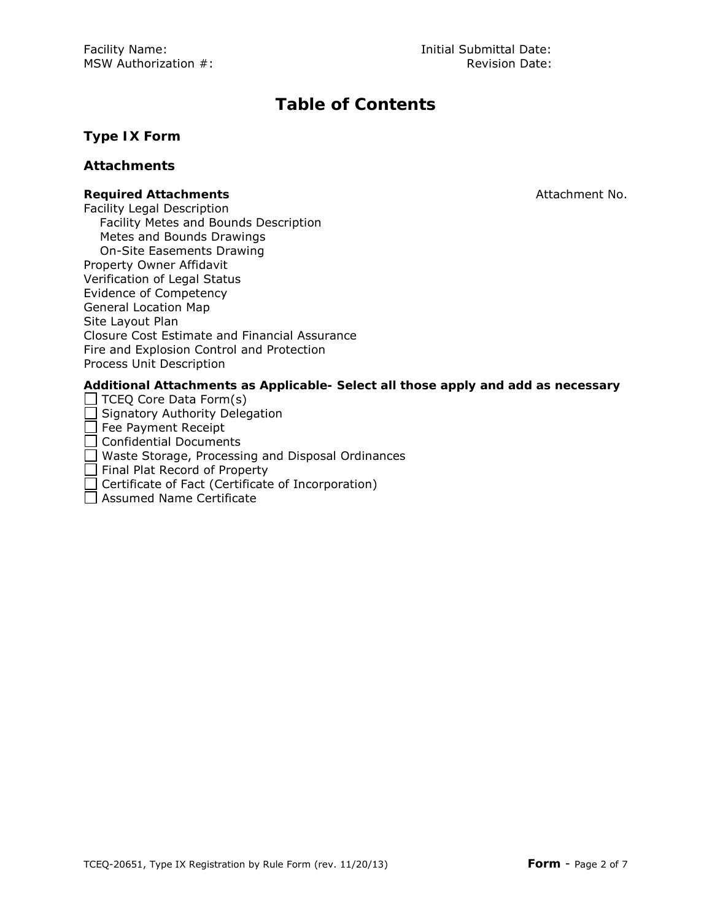Facility Name:
MSW Authorization #:

Initial Submittal Date:
Revision Date:

# Table of Contents

## Type IX Form

## Attachments

**Required Attachments** — Attachment No.

Facility Legal Description
- Facility Metes and Bounds Description
- Metes and Bounds Drawings
- On-Site Easements Drawing

Property Owner Affidavit
Verification of Legal Status
Evidence of Competency
General Location Map
Site Layout Plan
Closure Cost Estimate and Financial Assurance
Fire and Explosion Control and Protection
Process Unit Description

**Additional Attachments as Applicable- Select all those apply and add as necessary**

- ☐ TCEQ Core Data Form(s)
- ☐ Signatory Authority Delegation
- ☐ Fee Payment Receipt
- ☐ Confidential Documents
- ☐ Waste Storage, Processing and Disposal Ordinances
- ☐ Final Plat Record of Property
- ☐ Certificate of Fact (Certificate of Incorporation)
- ☐ Assumed Name Certificate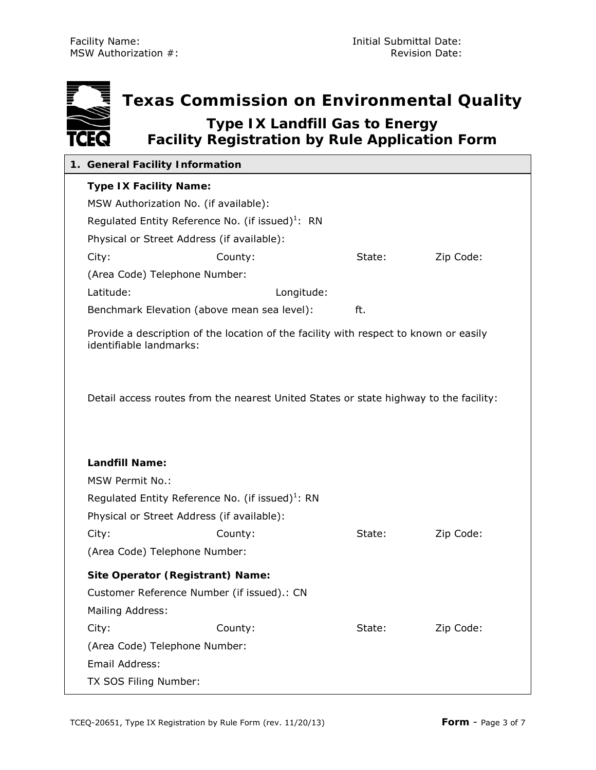Facility Name:
MSW Authorization #:

Initial Submittal Date:
Revision Date:

# Texas Commission on Environmental Quality

## Type IX Landfill Gas to Energy Facility Registration by Rule Application Form

### 1. General Facility Information

**Type IX Facility Name:**

MSW Authorization No. (if available):

Regulated Entity Reference No. (if issued)[1]: RN

Physical or Street Address (if available):

City: County: State: Zip Code:

(Area Code) Telephone Number:

Latitude: Longitude:

Benchmark Elevation (above mean sea level): ft.

Provide a description of the location of the facility with respect to known or easily identifiable landmarks:

Detail access routes from the nearest United States or state highway to the facility:

**Landfill Name:**

MSW Permit No.:

Regulated Entity Reference No. (if issued)[1]: RN

Physical or Street Address (if available):

City: County: State: Zip Code:

(Area Code) Telephone Number:

**Site Operator (Registrant) Name:**

Customer Reference Number (if issued).: CN

Mailing Address:

City: County: State: Zip Code:

(Area Code) Telephone Number:

Email Address:

TX SOS Filing Number: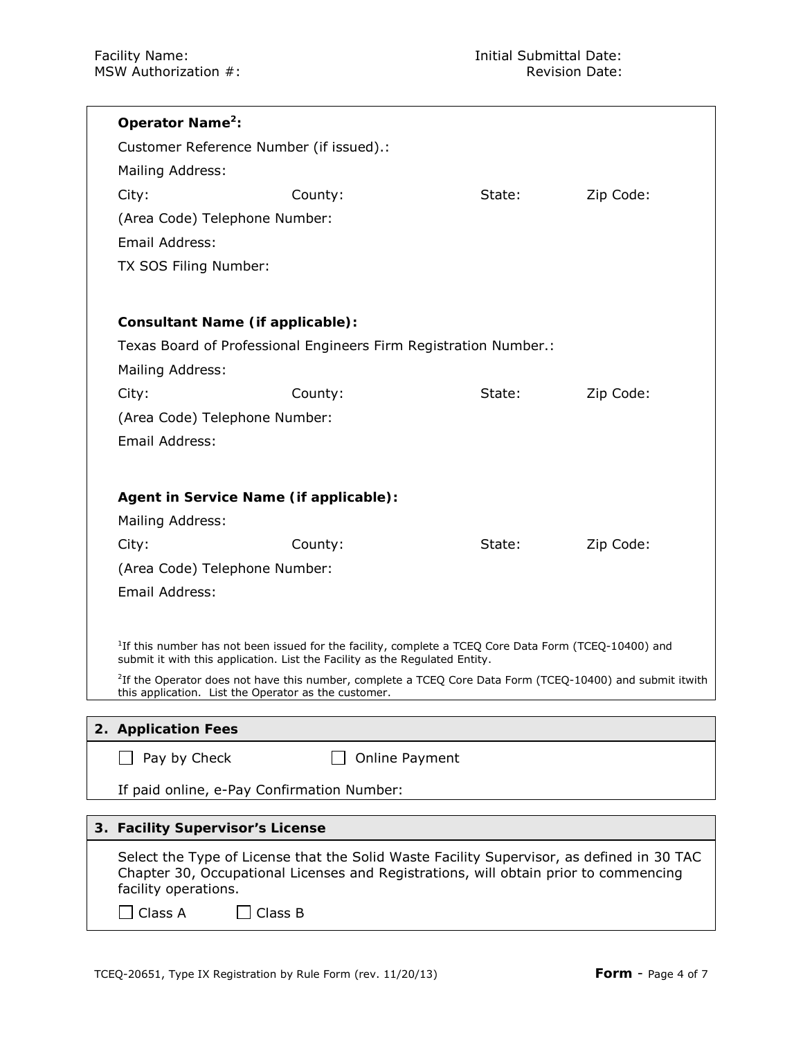Facility Name:
MSW Authorization #:

Initial Submittal Date:
Revision Date:

**Operator Name[2]:**

Customer Reference Number (if issued).:

Mailing Address:

City: County: State: Zip Code:

(Area Code) Telephone Number:

Email Address:

TX SOS Filing Number:

**Consultant Name (if applicable):**

Texas Board of Professional Engineers Firm Registration Number.:

Mailing Address:

City: County: State: Zip Code:

(Area Code) Telephone Number:

Email Address:

**Agent in Service Name (if applicable):**

Mailing Address:

City: County: State: Zip Code:

(Area Code) Telephone Number:

Email Address:

[1]If this number has not been issued for the facility, complete a TCEQ Core Data Form (TCEQ-10400) and submit it with this application. List the Facility as the Regulated Entity.

[2]If the Operator does not have this number, complete a TCEQ Core Data Form (TCEQ-10400) and submit itwith this application. List the Operator as the customer.

## 2. Application Fees

☐ Pay by Check ☐ Online Payment

If paid online, e-Pay Confirmation Number:

## 3. Facility Supervisor's License

Select the Type of License that the Solid Waste Facility Supervisor, as defined in 30 TAC Chapter 30, Occupational Licenses and Registrations, will obtain prior to commencing facility operations.

☐ Class A ☐ Class B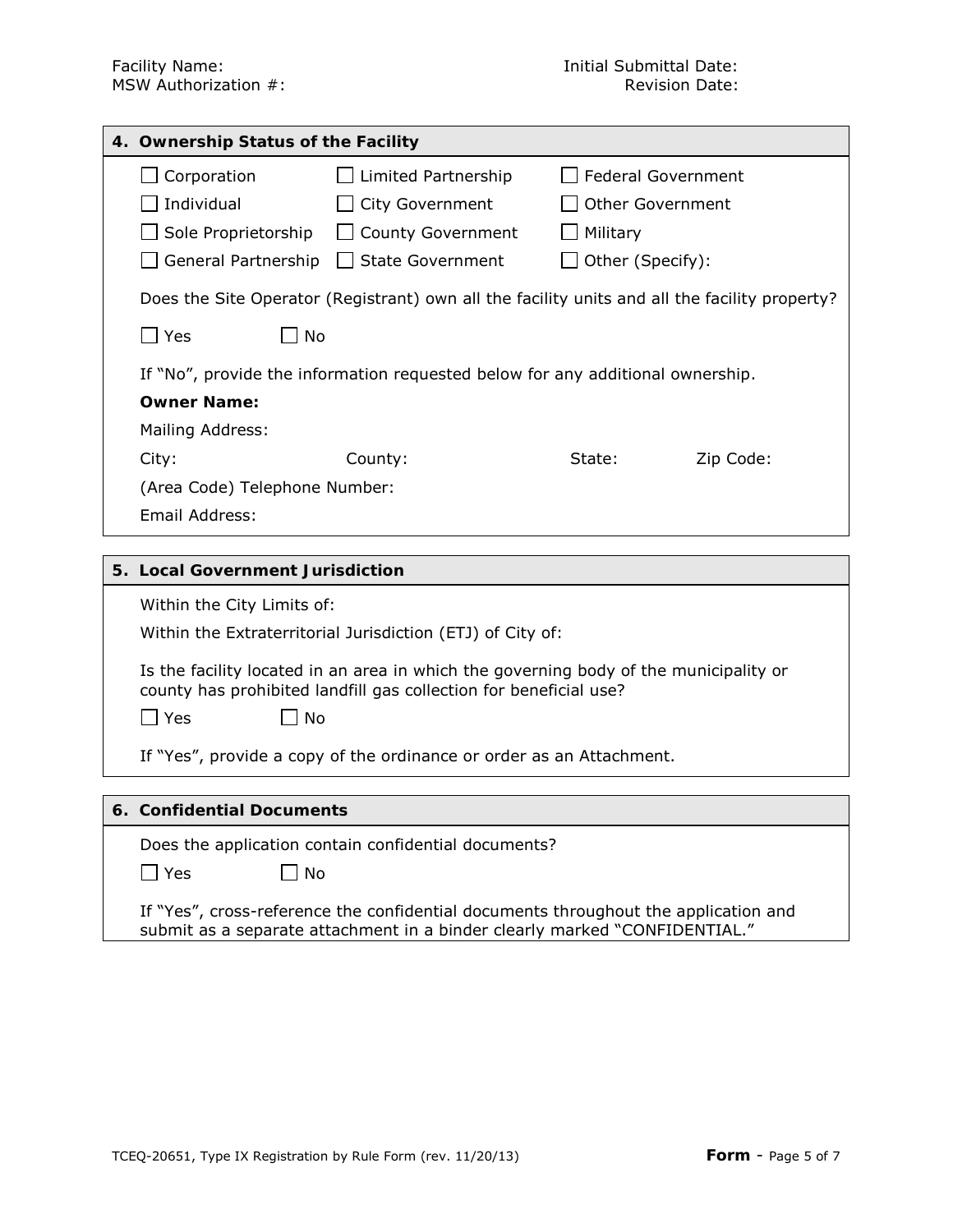Facility Name:
MSW Authorization #:

Initial Submittal Date:
Revision Date:

## 4. Ownership Status of the Facility

| | | |
|---|---|---|
| ☐ Corporation | ☐ Limited Partnership | ☐ Federal Government |
| ☐ Individual | ☐ City Government | ☐ Other Government |
| ☐ Sole Proprietorship | ☐ County Government | ☐ Military |
| ☐ General Partnership | ☐ State Government | ☐ Other (Specify): |

Does the Site Operator (Registrant) own all the facility units and all the facility property?

☐ Yes ☐ No

If "No", provide the information requested below for any additional ownership.

**Owner Name:**

Mailing Address:

City: County: State: Zip Code:

(Area Code) Telephone Number:

Email Address:

## 5. Local Government Jurisdiction

Within the City Limits of:

Within the Extraterritorial Jurisdiction (ETJ) of City of:

Is the facility located in an area in which the governing body of the municipality or county has prohibited landfill gas collection for beneficial use?

☐ Yes ☐ No

If "Yes", provide a copy of the ordinance or order as an Attachment.

## 6. Confidential Documents

Does the application contain confidential documents?

☐ Yes ☐ No

If "Yes", cross-reference the confidential documents throughout the application and submit as a separate attachment in a binder clearly marked "CONFIDENTIAL."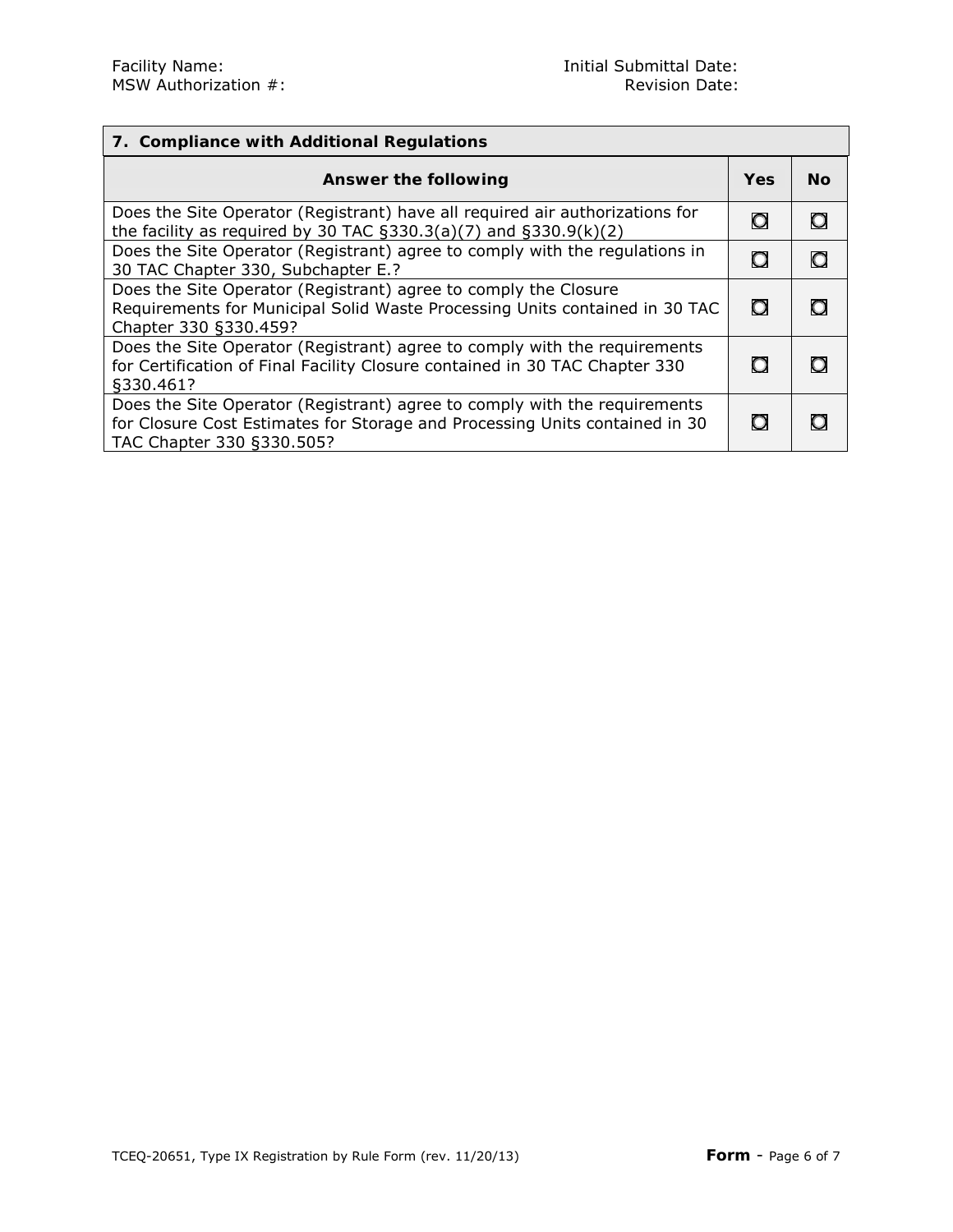Facility Name:
MSW Authorization #:

Initial Submittal Date:
Revision Date:

## 7. Compliance with Additional Regulations

| Answer the following | Yes | No |
|---|---|---|
| Does the Site Operator (Registrant) have all required air authorizations for the facility as required by 30 TAC §330.3(a)(7) and §330.9(k)(2) | ○ | ○ |
| Does the Site Operator (Registrant) agree to comply with the regulations in 30 TAC Chapter 330, Subchapter E.? | ○ | ○ |
| Does the Site Operator (Registrant) agree to comply the Closure Requirements for Municipal Solid Waste Processing Units contained in 30 TAC Chapter 330 §330.459? | ○ | ○ |
| Does the Site Operator (Registrant) agree to comply with the requirements for Certification of Final Facility Closure contained in 30 TAC Chapter 330 §330.461? | ○ | ○ |
| Does the Site Operator (Registrant) agree to comply with the requirements for Closure Cost Estimates for Storage and Processing Units contained in 30 TAC Chapter 330 §330.505? | ○ | ○ |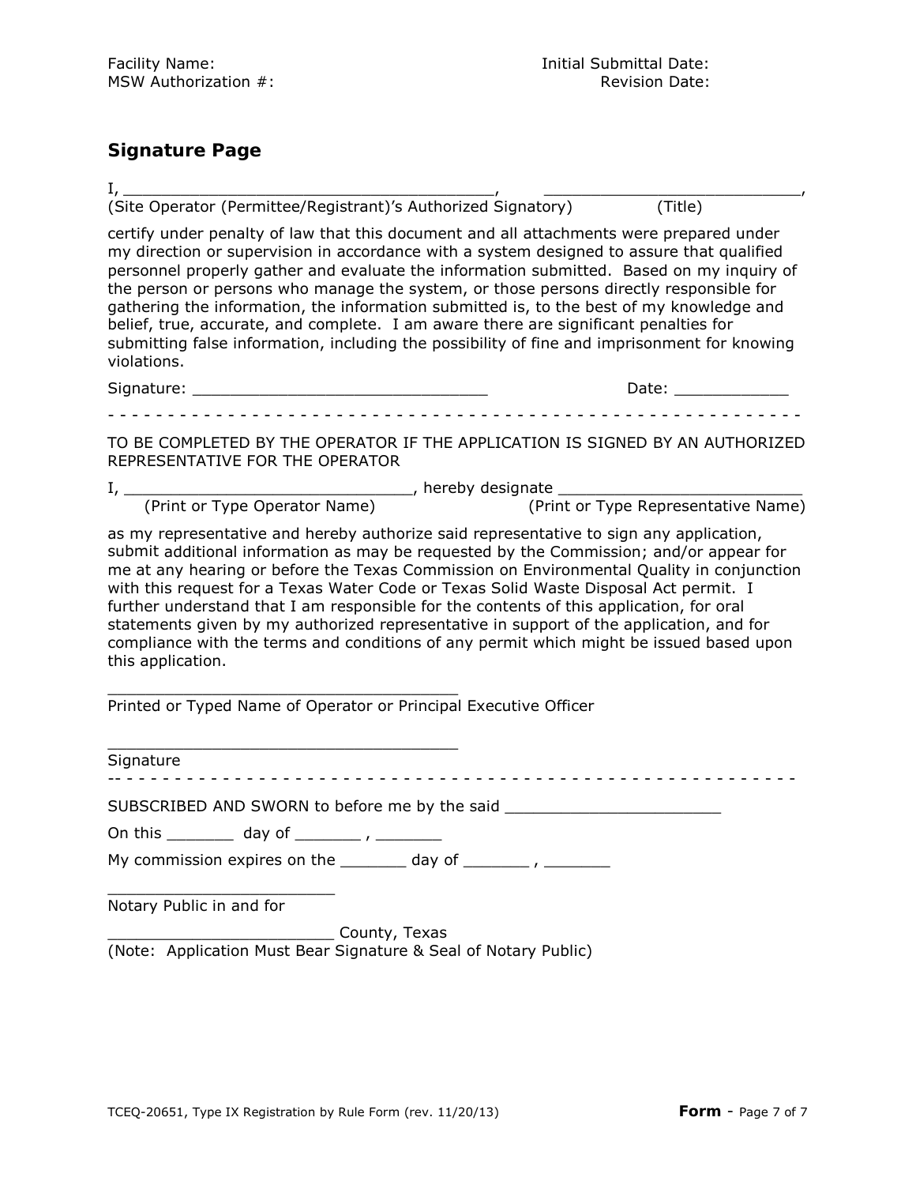Facility Name: Initial Submittal Date:
MSW Authorization #: Revision Date:

## Signature Page

I, ________________________________________, ___________________________,
(Site Operator (Permittee/Registrant)'s Authorized Signatory) (Title)

certify under penalty of law that this document and all attachments were prepared under my direction or supervision in accordance with a system designed to assure that qualified personnel properly gather and evaluate the information submitted. Based on my inquiry of the person or persons who manage the system, or those persons directly responsible for gathering the information, the information submitted is, to the best of my knowledge and belief, true, accurate, and complete. I am aware there are significant penalties for submitting false information, including the possibility of fine and imprisonment for knowing violations.

Signature: _______________________________ Date: ____________

- - - - - - - - - - - - - - - - - - - - - - - - - - - - - - - - - - - - - - - - - - - - - - - - - - - - - - - - - - -

TO BE COMPLETED BY THE OPERATOR IF THE APPLICATION IS SIGNED BY AN AUTHORIZED REPRESENTATIVE FOR THE OPERATOR

I, _______________________________, hereby designate __________________________
(Print or Type Operator Name) (Print or Type Representative Name)

as my representative and hereby authorize said representative to sign any application, submit additional information as may be requested by the Commission; and/or appear for me at any hearing or before the Texas Commission on Environmental Quality in conjunction with this request for a Texas Water Code or Texas Solid Waste Disposal Act permit. I further understand that I am responsible for the contents of this application, for oral statements given by my authorized representative in support of the application, and for compliance with the terms and conditions of any permit which might be issued based upon this application.

_____________________________________
Printed or Typed Name of Operator or Principal Executive Officer

_____________________________________
Signature

-- - - - - - - - - - - - - - - - - - - - - - - - - - - - - - - - - - - - - - - - - - - - - - - - - - - - - - - - - -

SUBSCRIBED AND SWORN to before me by the said _______________________

On this _______ day of _______ , _______

My commission expires on the _______ day of _______ , _______

________________________
Notary Public in and for

________________________ County, Texas
(Note: Application Must Bear Signature & Seal of Notary Public)

TCEQ-20651, Type IX Registration by Rule Form (rev. 11/20/13) **Form** - Page 7 of 7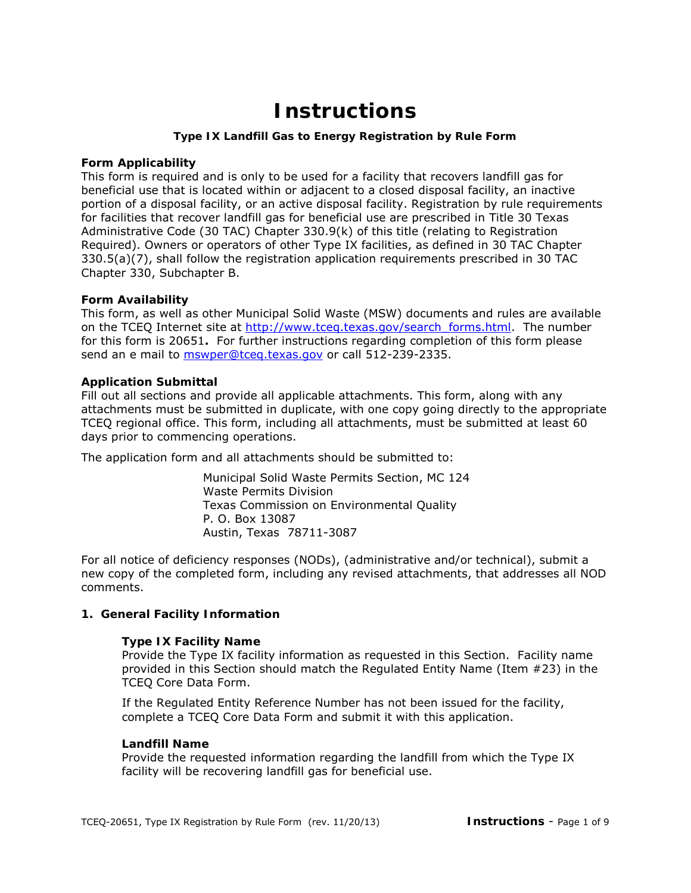# Instructions

**Type IX Landfill Gas to Energy Registration by Rule Form**

**Form Applicability**

This form is required and is only to be used for a facility that recovers landfill gas for beneficial use that is located within or adjacent to a closed disposal facility, an inactive portion of a disposal facility, or an active disposal facility. Registration by rule requirements for facilities that recover landfill gas for beneficial use are prescribed in Title 30 Texas Administrative Code (30 TAC) Chapter 330.9(k) of this title (relating to Registration Required). Owners or operators of other Type IX facilities, as defined in 30 TAC Chapter 330.5(a)(7), shall follow the registration application requirements prescribed in 30 TAC Chapter 330, Subchapter B.

**Form Availability**

This form, as well as other Municipal Solid Waste (MSW) documents and rules are available on the TCEQ Internet site at http://www.tceq.texas.gov/search_forms.html. The number for this form is 20651**.** For further instructions regarding completion of this form please send an e mail to mswper@tceq.texas.gov or call 512-239-2335.

**Application Submittal**

Fill out all sections and provide all applicable attachments. This form, along with any attachments must be submitted in duplicate, with one copy going directly to the appropriate TCEQ regional office. This form, including all attachments, must be submitted at least 60 days prior to commencing operations.

The application form and all attachments should be submitted to:

> Municipal Solid Waste Permits Section, MC 124
> Waste Permits Division
> Texas Commission on Environmental Quality
> P. O. Box 13087
> Austin, Texas 78711-3087

For all notice of deficiency responses (NODs), (administrative and/or technical), submit a new copy of the completed form, including any revised attachments, that addresses all NOD comments.

**1. General Facility Information**

**Type IX Facility Name**

Provide the Type IX facility information as requested in this Section. Facility name provided in this Section should match the Regulated Entity Name (Item #23) in the TCEQ Core Data Form.

If the Regulated Entity Reference Number has not been issued for the facility, complete a TCEQ Core Data Form and submit it with this application.

**Landfill Name**

Provide the requested information regarding the landfill from which the Type IX facility will be recovering landfill gas for beneficial use.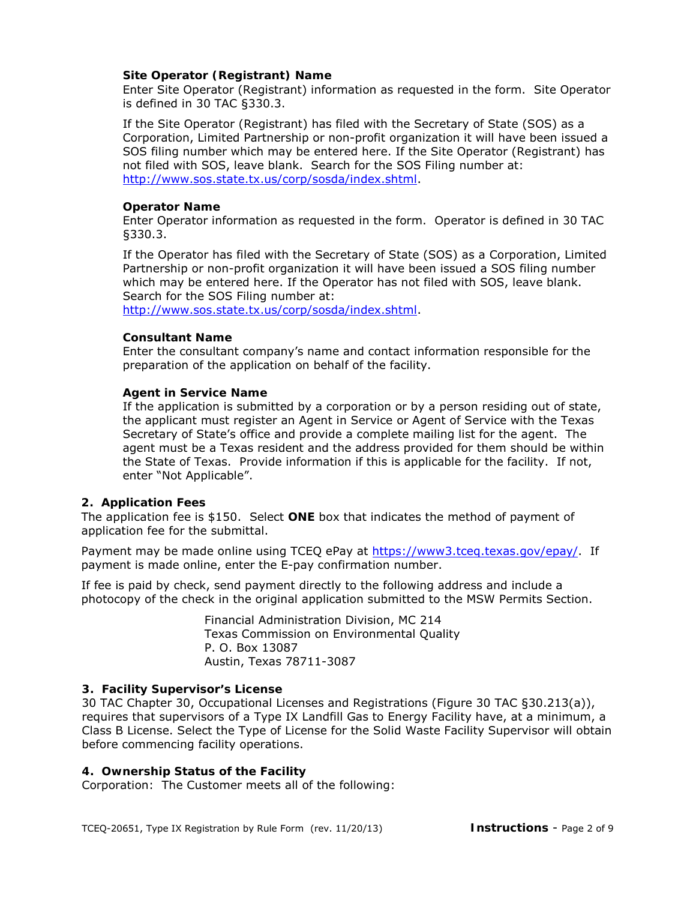### Site Operator (Registrant) Name

Enter Site Operator (Registrant) information as requested in the form. Site Operator is defined in 30 TAC §330.3.

If the Site Operator (Registrant) has filed with the Secretary of State (SOS) as a Corporation, Limited Partnership or non-profit organization it will have been issued a SOS filing number which may be entered here. If the Site Operator (Registrant) has not filed with SOS, leave blank. Search for the SOS Filing number at: http://www.sos.state.tx.us/corp/sosda/index.shtml.

### Operator Name

Enter Operator information as requested in the form. Operator is defined in 30 TAC §330.3.

If the Operator has filed with the Secretary of State (SOS) as a Corporation, Limited Partnership or non-profit organization it will have been issued a SOS filing number which may be entered here. If the Operator has not filed with SOS, leave blank. Search for the SOS Filing number at: http://www.sos.state.tx.us/corp/sosda/index.shtml.

### Consultant Name

Enter the consultant company's name and contact information responsible for the preparation of the application on behalf of the facility.

### Agent in Service Name

If the application is submitted by a corporation or by a person residing out of state, the applicant must register an Agent in Service or Agent of Service with the Texas Secretary of State's office and provide a complete mailing list for the agent. The agent must be a Texas resident and the address provided for them should be within the State of Texas. Provide information if this is applicable for the facility. If not, enter "Not Applicable".

## 2. Application Fees

The application fee is $150. Select **ONE** box that indicates the method of payment of application fee for the submittal.

Payment may be made online using TCEQ ePay at https://www3.tceq.texas.gov/epay/. If payment is made online, enter the E-pay confirmation number.

If fee is paid by check, send payment directly to the following address and include a photocopy of the check in the original application submitted to the MSW Permits Section.

> Financial Administration Division, MC 214
> Texas Commission on Environmental Quality
> P. O. Box 13087
> Austin, Texas 78711-3087

## 3. Facility Supervisor's License

30 TAC Chapter 30, Occupational Licenses and Registrations (Figure 30 TAC §30.213(a)), requires that supervisors of a Type IX Landfill Gas to Energy Facility have, at a minimum, a Class B License. Select the Type of License for the Solid Waste Facility Supervisor will obtain before commencing facility operations.

## 4. Ownership Status of the Facility

Corporation: The Customer meets all of the following: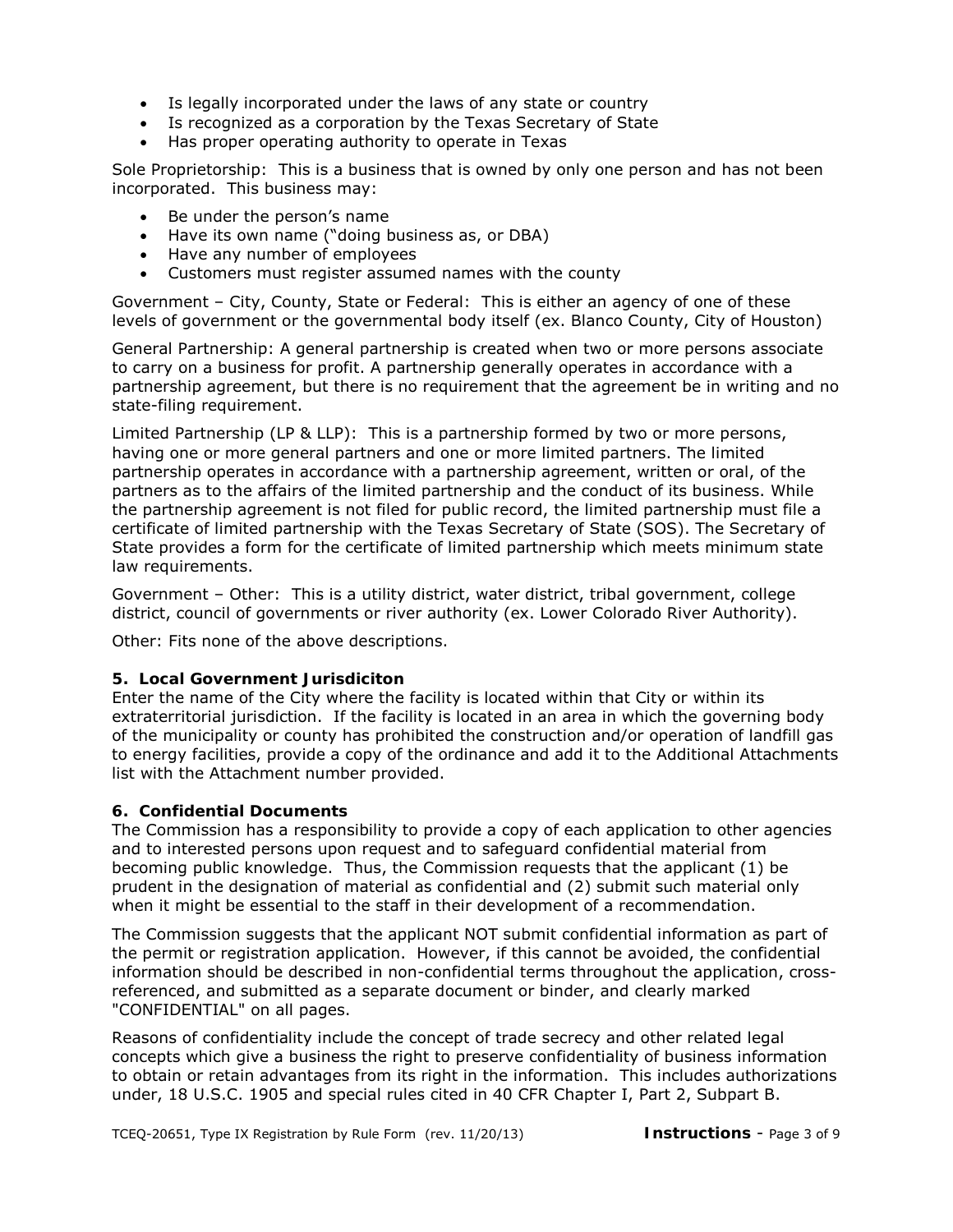- Is legally incorporated under the laws of any state or country
- Is recognized as a corporation by the Texas Secretary of State
- Has proper operating authority to operate in Texas

Sole Proprietorship: This is a business that is owned by only one person and has not been incorporated. This business may:

- Be under the person's name
- Have its own name ("doing business as, or DBA)
- Have any number of employees
- Customers must register assumed names with the county

Government – City, County, State or Federal: This is either an agency of one of these levels of government or the governmental body itself (ex. Blanco County, City of Houston)

General Partnership: A general partnership is created when two or more persons associate to carry on a business for profit. A partnership generally operates in accordance with a partnership agreement, but there is no requirement that the agreement be in writing and no state-filing requirement.

Limited Partnership (LP & LLP): This is a partnership formed by two or more persons, having one or more general partners and one or more limited partners. The limited partnership operates in accordance with a partnership agreement, written or oral, of the partners as to the affairs of the limited partnership and the conduct of its business. While the partnership agreement is not filed for public record, the limited partnership must file a certificate of limited partnership with the Texas Secretary of State (SOS). The Secretary of State provides a form for the certificate of limited partnership which meets minimum state law requirements.

Government – Other: This is a utility district, water district, tribal government, college district, council of governments or river authority (ex. Lower Colorado River Authority).

Other: Fits none of the above descriptions.

### 5. Local Government Jurisdiciton

Enter the name of the City where the facility is located within that City or within its extraterritorial jurisdiction. If the facility is located in an area in which the governing body of the municipality or county has prohibited the construction and/or operation of landfill gas to energy facilities, provide a copy of the ordinance and add it to the Additional Attachments list with the Attachment number provided.

### 6. Confidential Documents

The Commission has a responsibility to provide a copy of each application to other agencies and to interested persons upon request and to safeguard confidential material from becoming public knowledge. Thus, the Commission requests that the applicant (1) be prudent in the designation of material as confidential and (2) submit such material only when it might be essential to the staff in their development of a recommendation.

The Commission suggests that the applicant NOT submit confidential information as part of the permit or registration application. However, if this cannot be avoided, the confidential information should be described in non-confidential terms throughout the application, cross-referenced, and submitted as a separate document or binder, and clearly marked "CONFIDENTIAL" on all pages.

Reasons of confidentiality include the concept of trade secrecy and other related legal concepts which give a business the right to preserve confidentiality of business information to obtain or retain advantages from its right in the information. This includes authorizations under, 18 U.S.C. 1905 and special rules cited in 40 CFR Chapter I, Part 2, Subpart B.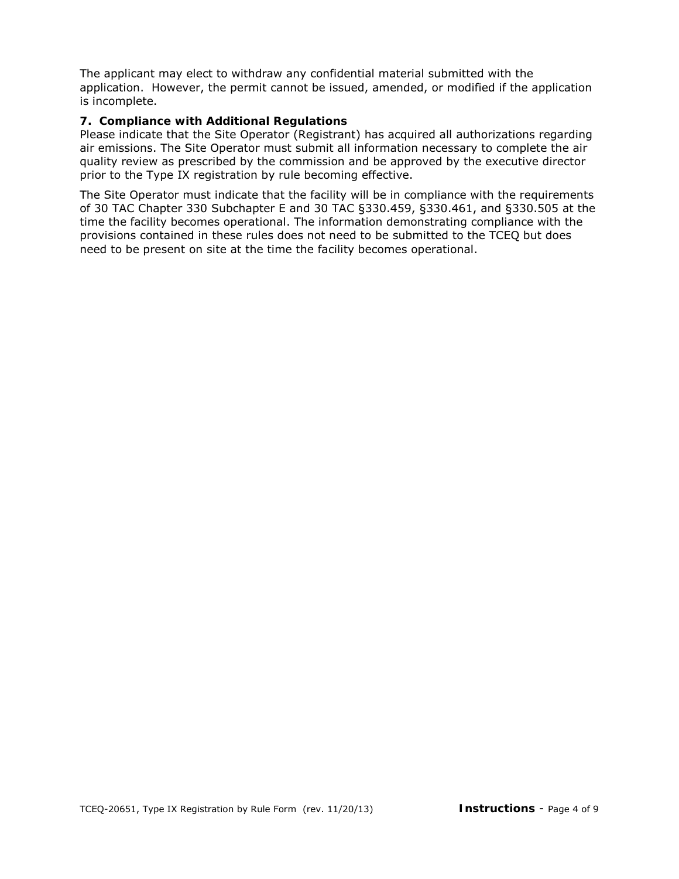The applicant may elect to withdraw any confidential material submitted with the application. However, the permit cannot be issued, amended, or modified if the application is incomplete.

**7. Compliance with Additional Regulations**

Please indicate that the Site Operator (Registrant) has acquired all authorizations regarding air emissions. The Site Operator must submit all information necessary to complete the air quality review as prescribed by the commission and be approved by the executive director prior to the Type IX registration by rule becoming effective.

The Site Operator must indicate that the facility will be in compliance with the requirements of 30 TAC Chapter 330 Subchapter E and 30 TAC §330.459, §330.461, and §330.505 at the time the facility becomes operational. The information demonstrating compliance with the provisions contained in these rules does not need to be submitted to the TCEQ but does need to be present on site at the time the facility becomes operational.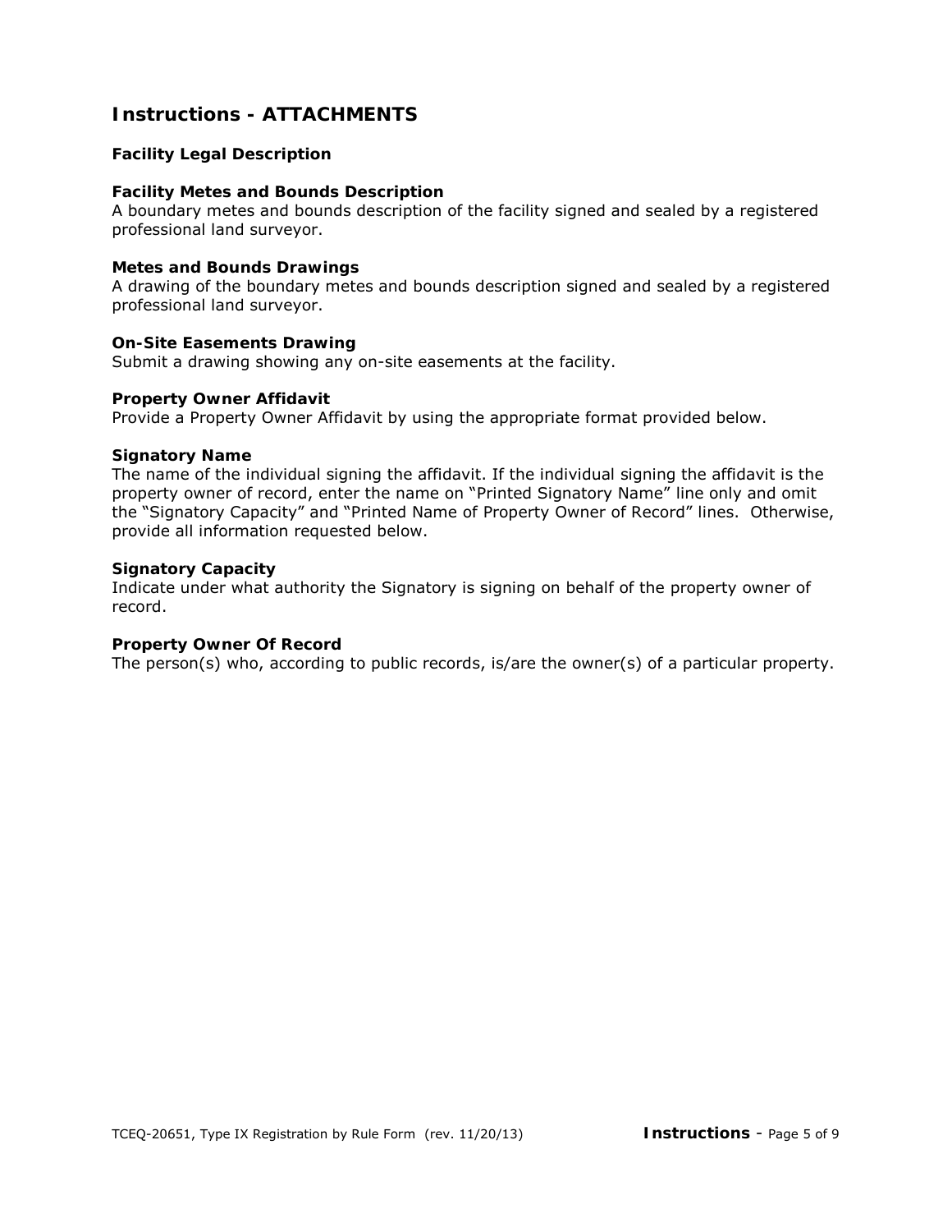## Instructions - ATTACHMENTS

### Facility Legal Description

### Facility Metes and Bounds Description

A boundary metes and bounds description of the facility signed and sealed by a registered professional land surveyor.

### Metes and Bounds Drawings

A drawing of the boundary metes and bounds description signed and sealed by a registered professional land surveyor.

### On-Site Easements Drawing

Submit a drawing showing any on-site easements at the facility.

### Property Owner Affidavit

Provide a Property Owner Affidavit by using the appropriate format provided below.

### Signatory Name

The name of the individual signing the affidavit. If the individual signing the affidavit is the property owner of record, enter the name on “Printed Signatory Name” line only and omit the “Signatory Capacity” and “Printed Name of Property Owner of Record” lines. Otherwise, provide all information requested below.

### Signatory Capacity

Indicate under what authority the Signatory is signing on behalf of the property owner of record.

### Property Owner Of Record

The person(s) who, according to public records, is/are the owner(s) of a particular property.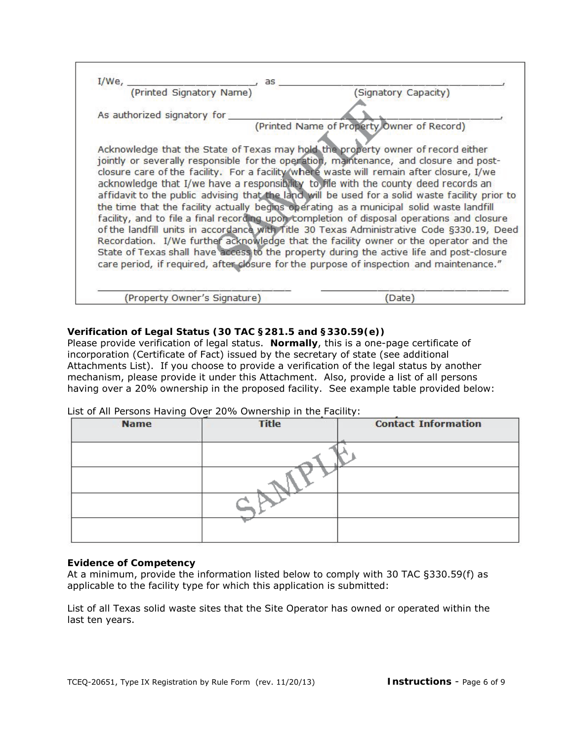I/We, ______________________, as ______________________________________,
(Printed Signatory Name) (Signatory Capacity)

As authorized signatory for ______________________________________________,
(Printed Name of Property Owner of Record)

Acknowledge that the State of Texas may hold the property owner of record either jointly or severally responsible for the operation, maintenance, and closure and post-closure care of the facility. For a facility where waste will remain after closure, I/we acknowledge that I/we have a responsibility to file with the county deed records an affidavit to the public advising that the land will be used for a solid waste facility prior to the time that the facility actually begins operating as a municipal solid waste landfill facility, and to file a final recording upon completion of disposal operations and closure of the landfill units in accordance with Title 30 Texas Administrative Code §330.19, Deed Recordation. I/We further acknowledge that the facility owner or the operator and the State of Texas shall have access to the property during the active life and post-closure care period, if required, after closure for the purpose of inspection and maintenance."

______________________________ ______________________________
(Property Owner's Signature) (Date)

SAMPLE

**Verification of Legal Status (30 TAC §281.5 and §330.59(e))**

Please provide verification of legal status. **Normally**, this is a one-page certificate of incorporation (Certificate of Fact) issued by the secretary of state (see additional Attachments List). If you choose to provide a verification of the legal status by another mechanism, please provide it under this Attachment. Also, provide a list of all persons having over a 20% ownership in the proposed facility. See example table provided below:

List of All Persons Having Over 20% Ownership in the Facility:

| Name | Title | Contact Information |
|---|---|---|
| | | |
| | | |
| | | |
| | | |

SAMPLE

**Evidence of Competency**

At a minimum, provide the information listed below to comply with 30 TAC §330.59(f) as applicable to the facility type for which this application is submitted:

List of all Texas solid waste sites that the Site Operator has owned or operated within the last ten years.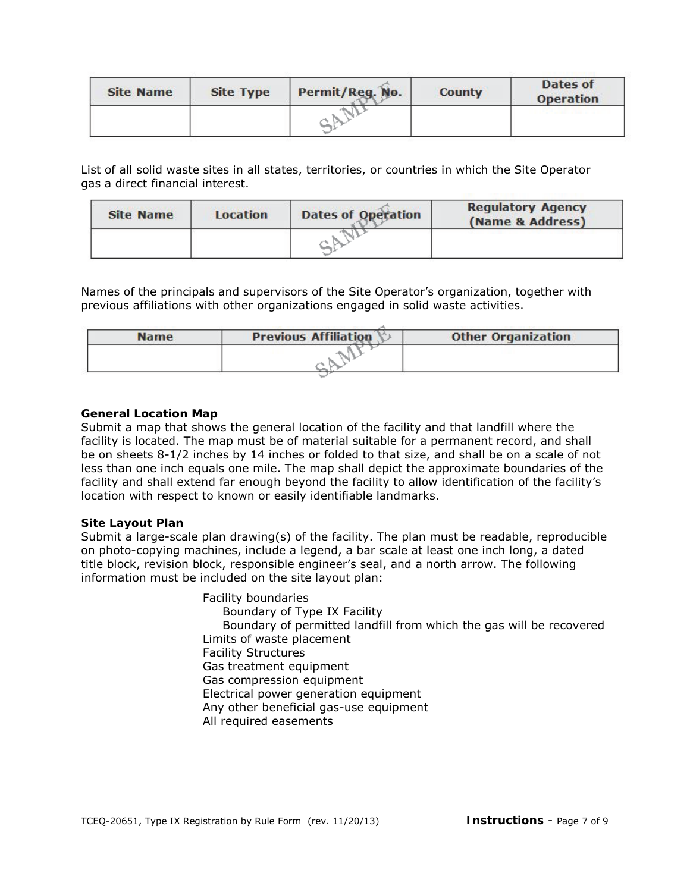| Site Name | Site Type | Permit/Reg. No. | County | Dates of Operation |
|---|---|---|---|---|
| | | SAMPLE | | |

List of all solid waste sites in all states, territories, or countries in which the Site Operator gas a direct financial interest.

| Site Name | Location | Dates of Operation | Regulatory Agency (Name & Address) |
|---|---|---|---|
| | | SAMPLE | |

Names of the principals and supervisors of the Site Operator's organization, together with previous affiliations with other organizations engaged in solid waste activities.

| Name | Previous Affiliation | Other Organization |
|---|---|---|
| | SAMPLE | |

**General Location Map**

Submit a map that shows the general location of the facility and that landfill where the facility is located. The map must be of material suitable for a permanent record, and shall be on sheets 8-1/2 inches by 14 inches or folded to that size, and shall be on a scale of not less than one inch equals one mile. The map shall depict the approximate boundaries of the facility and shall extend far enough beyond the facility to allow identification of the facility's location with respect to known or easily identifiable landmarks.

**Site Layout Plan**

Submit a large-scale plan drawing(s) of the facility. The plan must be readable, reproducible on photo-copying machines, include a legend, a bar scale at least one inch long, a dated title block, revision block, responsible engineer's seal, and a north arrow. The following information must be included on the site layout plan:

- Facility boundaries
  - Boundary of Type IX Facility
  - Boundary of permitted landfill from which the gas will be recovered
- Limits of waste placement
- Facility Structures
- Gas treatment equipment
- Gas compression equipment
- Electrical power generation equipment
- Any other beneficial gas-use equipment
- All required easements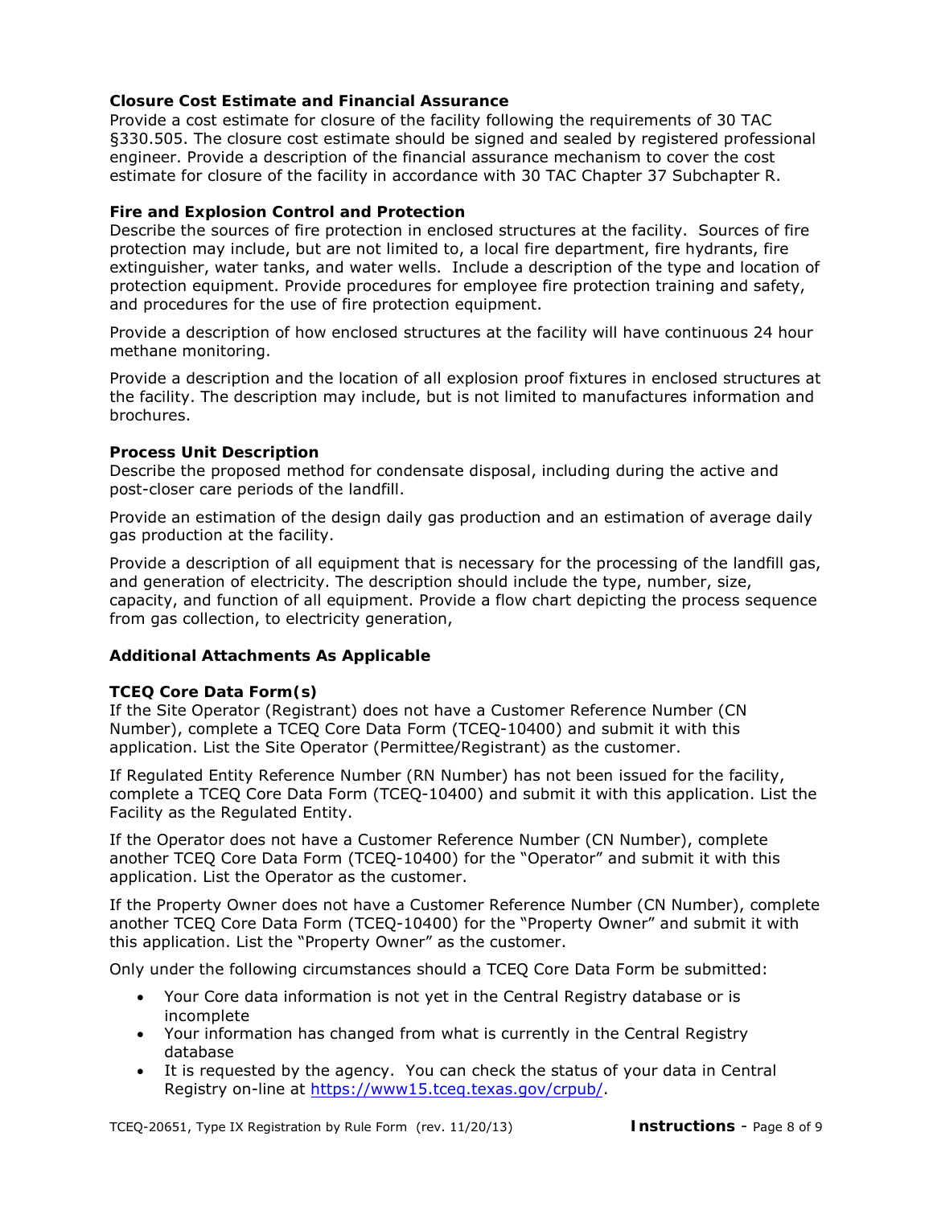### Closure Cost Estimate and Financial Assurance

Provide a cost estimate for closure of the facility following the requirements of 30 TAC §330.505. The closure cost estimate should be signed and sealed by registered professional engineer. Provide a description of the financial assurance mechanism to cover the cost estimate for closure of the facility in accordance with 30 TAC Chapter 37 Subchapter R.

### Fire and Explosion Control and Protection

Describe the sources of fire protection in enclosed structures at the facility. Sources of fire protection may include, but are not limited to, a local fire department, fire hydrants, fire extinguisher, water tanks, and water wells. Include a description of the type and location of protection equipment. Provide procedures for employee fire protection training and safety, and procedures for the use of fire protection equipment.

Provide a description of how enclosed structures at the facility will have continuous 24 hour methane monitoring.

Provide a description and the location of all explosion proof fixtures in enclosed structures at the facility. The description may include, but is not limited to manufactures information and brochures.

### Process Unit Description

Describe the proposed method for condensate disposal, including during the active and post-closer care periods of the landfill.

Provide an estimation of the design daily gas production and an estimation of average daily gas production at the facility.

Provide a description of all equipment that is necessary for the processing of the landfill gas, and generation of electricity. The description should include the type, number, size, capacity, and function of all equipment. Provide a flow chart depicting the process sequence from gas collection, to electricity generation,

### Additional Attachments As Applicable

### TCEQ Core Data Form(s)

If the Site Operator (Registrant) does not have a Customer Reference Number (CN Number), complete a TCEQ Core Data Form (TCEQ-10400) and submit it with this application. List the Site Operator (Permittee/Registrant) as the customer.

If Regulated Entity Reference Number (RN Number) has not been issued for the facility, complete a TCEQ Core Data Form (TCEQ-10400) and submit it with this application. List the Facility as the Regulated Entity.

If the Operator does not have a Customer Reference Number (CN Number), complete another TCEQ Core Data Form (TCEQ-10400) for the "Operator" and submit it with this application. List the Operator as the customer.

If the Property Owner does not have a Customer Reference Number (CN Number), complete another TCEQ Core Data Form (TCEQ-10400) for the "Property Owner" and submit it with this application. List the "Property Owner" as the customer.

Only under the following circumstances should a TCEQ Core Data Form be submitted:

- Your Core data information is not yet in the Central Registry database or is incomplete
- Your information has changed from what is currently in the Central Registry database
- It is requested by the agency. You can check the status of your data in Central Registry on-line at https://www15.tceq.texas.gov/crpub/.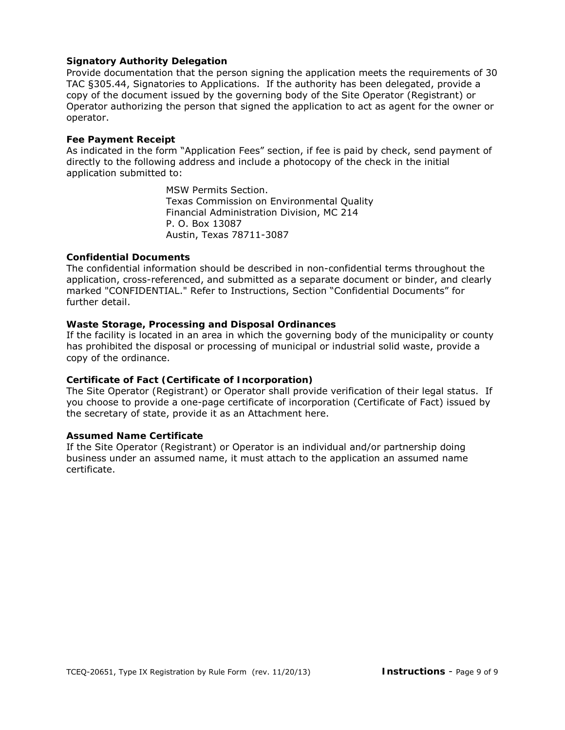**Signatory Authority Delegation**

Provide documentation that the person signing the application meets the requirements of 30 TAC §305.44, Signatories to Applications. If the authority has been delegated, provide a copy of the document issued by the governing body of the Site Operator (Registrant) or Operator authorizing the person that signed the application to act as agent for the owner or operator.

**Fee Payment Receipt**

As indicated in the form "Application Fees" section, if fee is paid by check, send payment of directly to the following address and include a photocopy of the check in the initial application submitted to:

MSW Permits Section.
Texas Commission on Environmental Quality
Financial Administration Division, MC 214
P. O. Box 13087
Austin, Texas 78711-3087

**Confidential Documents**

The confidential information should be described in non-confidential terms throughout the application, cross-referenced, and submitted as a separate document or binder, and clearly marked "CONFIDENTIAL." Refer to Instructions, Section "Confidential Documents" for further detail.

**Waste Storage, Processing and Disposal Ordinances**

If the facility is located in an area in which the governing body of the municipality or county has prohibited the disposal or processing of municipal or industrial solid waste, provide a copy of the ordinance.

**Certificate of Fact (Certificate of Incorporation)**

The Site Operator (Registrant) or Operator shall provide verification of their legal status. If you choose to provide a one-page certificate of incorporation (Certificate of Fact) issued by the secretary of state, provide it as an Attachment here.

**Assumed Name Certificate**

If the Site Operator (Registrant) or Operator is an individual and/or partnership doing business under an assumed name, it must attach to the application an assumed name certificate.